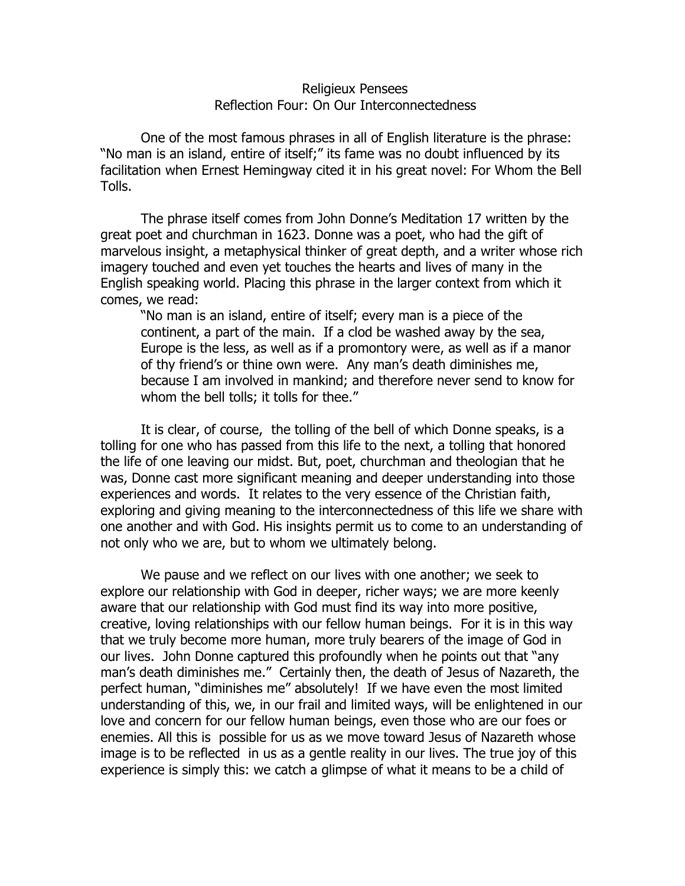# Religieux Pensees

## Reflection Four: On Our Interconnectedness

One of the most famous phrases in all of English literature is the phrase: "No man is an island, entire of itself;" its fame was no doubt influenced by its facilitation when Ernest Hemingway cited it in his great novel: For Whom the Bell Tolls.

The phrase itself comes from John Donne's Meditation 17 written by the great poet and churchman in 1623. Donne was a poet, who had the gift of marvelous insight, a metaphysical thinker of great depth, and a writer whose rich imagery touched and even yet touches the hearts and lives of many in the English speaking world. Placing this phrase in the larger context from which it comes, we read:

> "No man is an island, entire of itself; every man is a piece of the continent, a part of the main. If a clod be washed away by the sea, Europe is the less, as well as if a promontory were, as well as if a manor of thy friend's or thine own were. Any man's death diminishes me, because I am involved in mankind; and therefore never send to know for whom the bell tolls; it tolls for thee."

It is clear, of course, the tolling of the bell of which Donne speaks, is a tolling for one who has passed from this life to the next, a tolling that honored the life of one leaving our midst. But, poet, churchman and theologian that he was, Donne cast more significant meaning and deeper understanding into those experiences and words. It relates to the very essence of the Christian faith, exploring and giving meaning to the interconnectedness of this life we share with one another and with God. His insights permit us to come to an understanding of not only who we are, but to whom we ultimately belong.

We pause and we reflect on our lives with one another; we seek to explore our relationship with God in deeper, richer ways; we are more keenly aware that our relationship with God must find its way into more positive, creative, loving relationships with our fellow human beings. For it is in this way that we truly become more human, more truly bearers of the image of God in our lives. John Donne captured this profoundly when he points out that "any man's death diminishes me." Certainly then, the death of Jesus of Nazareth, the perfect human, "diminishes me" absolutely! If we have even the most limited understanding of this, we, in our frail and limited ways, will be enlightened in our love and concern for our fellow human beings, even those who are our foes or enemies. All this is possible for us as we move toward Jesus of Nazareth whose image is to be reflected in us as a gentle reality in our lives. The true joy of this experience is simply this: we catch a glimpse of what it means to be a child of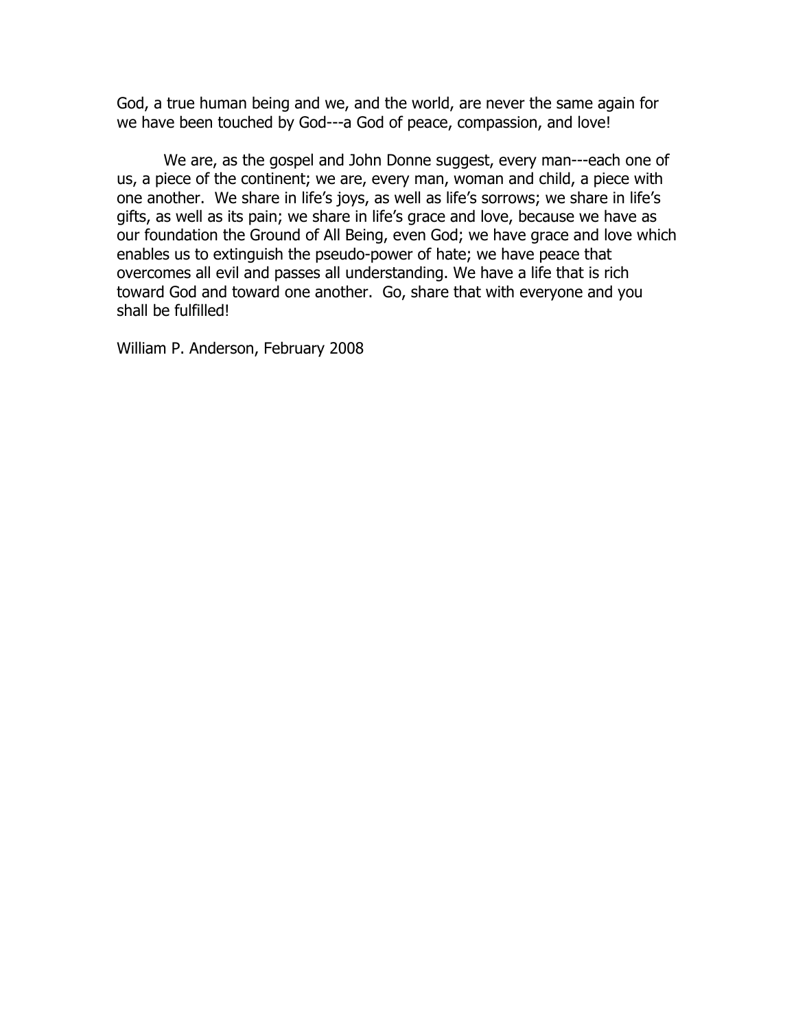God, a true human being and we, and the world, are never the same again for we have been touched by God---a God of peace, compassion, and love!

We are, as the gospel and John Donne suggest, every man---each one of us, a piece of the continent; we are, every man, woman and child, a piece with one another. We share in life's joys, as well as life's sorrows; we share in life's gifts, as well as its pain; we share in life's grace and love, because we have as our foundation the Ground of All Being, even God; we have grace and love which enables us to extinguish the pseudo-power of hate; we have peace that overcomes all evil and passes all understanding. We have a life that is rich toward God and toward one another. Go, share that with everyone and you shall be fulfilled!

William P. Anderson, February 2008